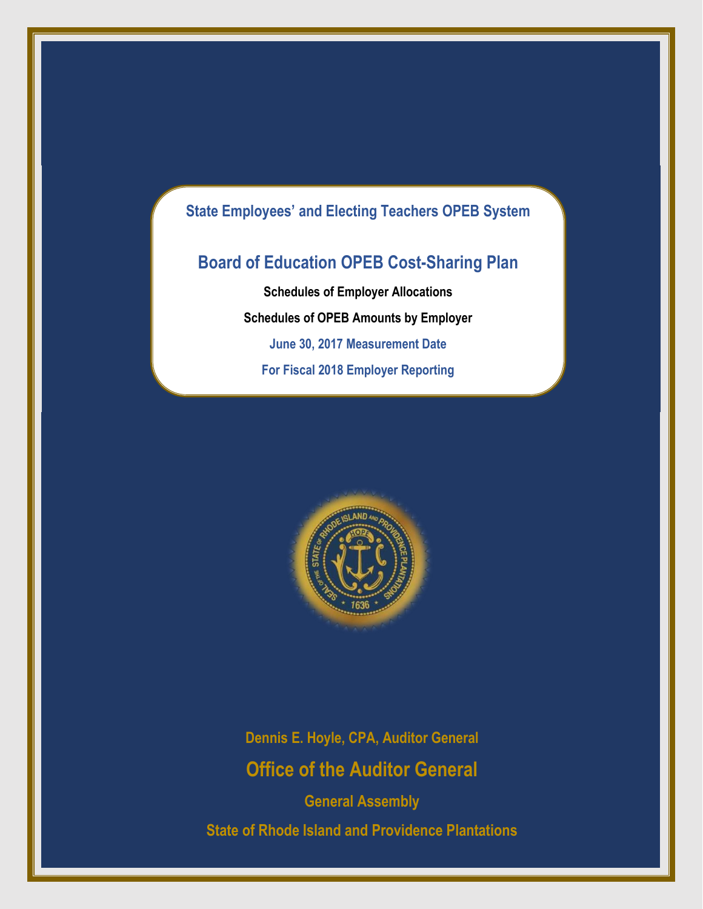## State Employees' and Electing Teachers OPEB System

# Board of Education OPEB Cost-Sharing Plan

**Schedules of Employer Allocations**

**Schedules of OPEB Amounts by Employer**

**June 30, 2017 Measurement Date**

**For Fiscal 2018 Employer Reporting**

**Dennis E. Hoyle, CPA, Auditor General**

## Office of the Auditor General

**General Assembly**

**State of Rhode Island and Providence Plantations**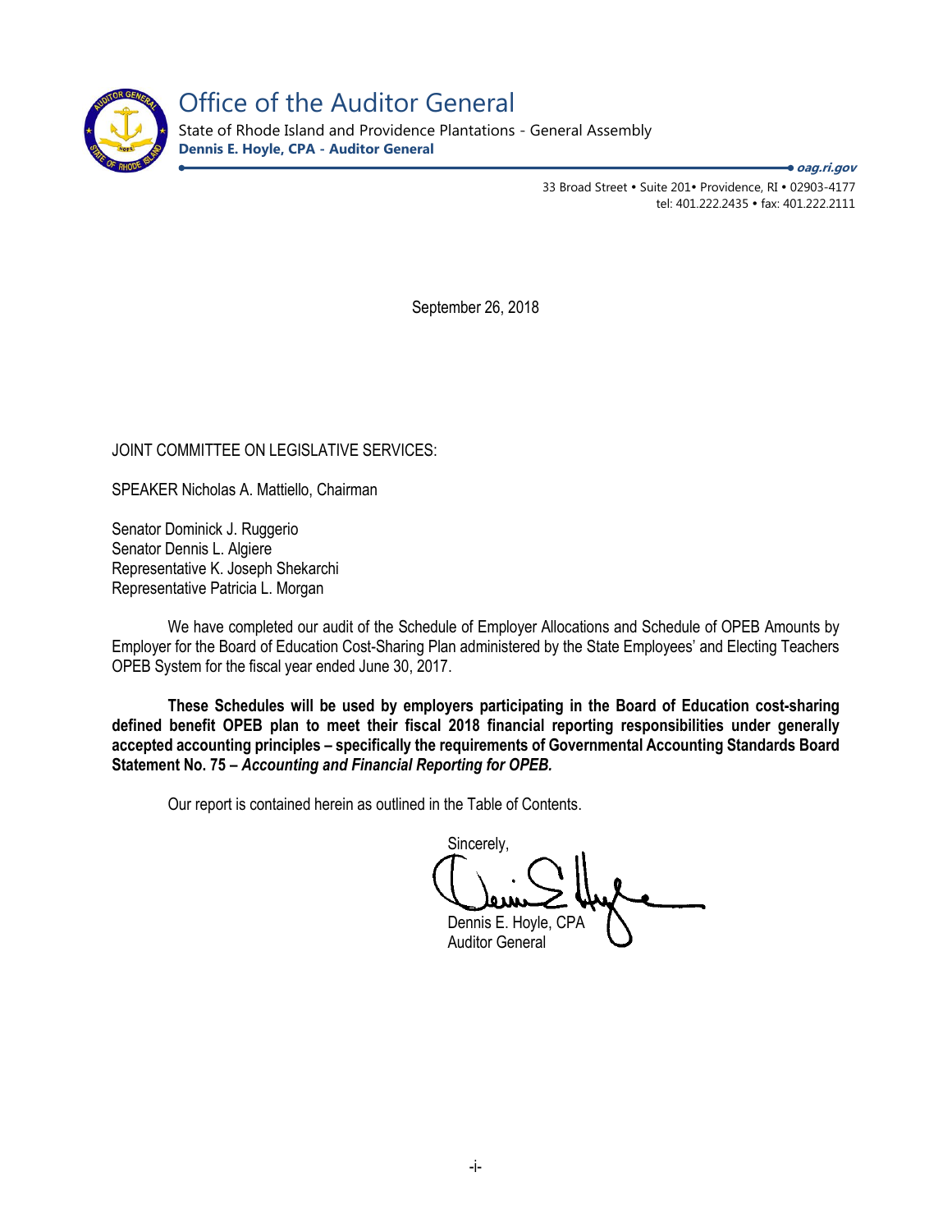# Office of the Auditor General

State of Rhode Island and Providence Plantations - General Assembly

**Dennis E. Hoyle, CPA - Auditor General**

***oag.ri.gov***

33 Broad Street • Suite 201• Providence, RI • 02903-4177
tel: 401.222.2435 • fax: 401.222.2111

September 26, 2018

JOINT COMMITTEE ON LEGISLATIVE SERVICES:

SPEAKER Nicholas A. Mattiello, Chairman

Senator Dominick J. Ruggerio
Senator Dennis L. Algiere
Representative K. Joseph Shekarchi
Representative Patricia L. Morgan

We have completed our audit of the Schedule of Employer Allocations and Schedule of OPEB Amounts by Employer for the Board of Education Cost-Sharing Plan administered by the State Employees' and Electing Teachers OPEB System for the fiscal year ended June 30, 2017.

**These Schedules will be used by employers participating in the Board of Education cost-sharing defined benefit OPEB plan to meet their fiscal 2018 financial reporting responsibilities under generally accepted accounting principles – specifically the requirements of Governmental Accounting Standards Board Statement No. 75 – *Accounting and Financial Reporting for OPEB.***

Our report is contained herein as outlined in the Table of Contents.

Sincerely,

Dennis E. Hoyle, CPA
Auditor General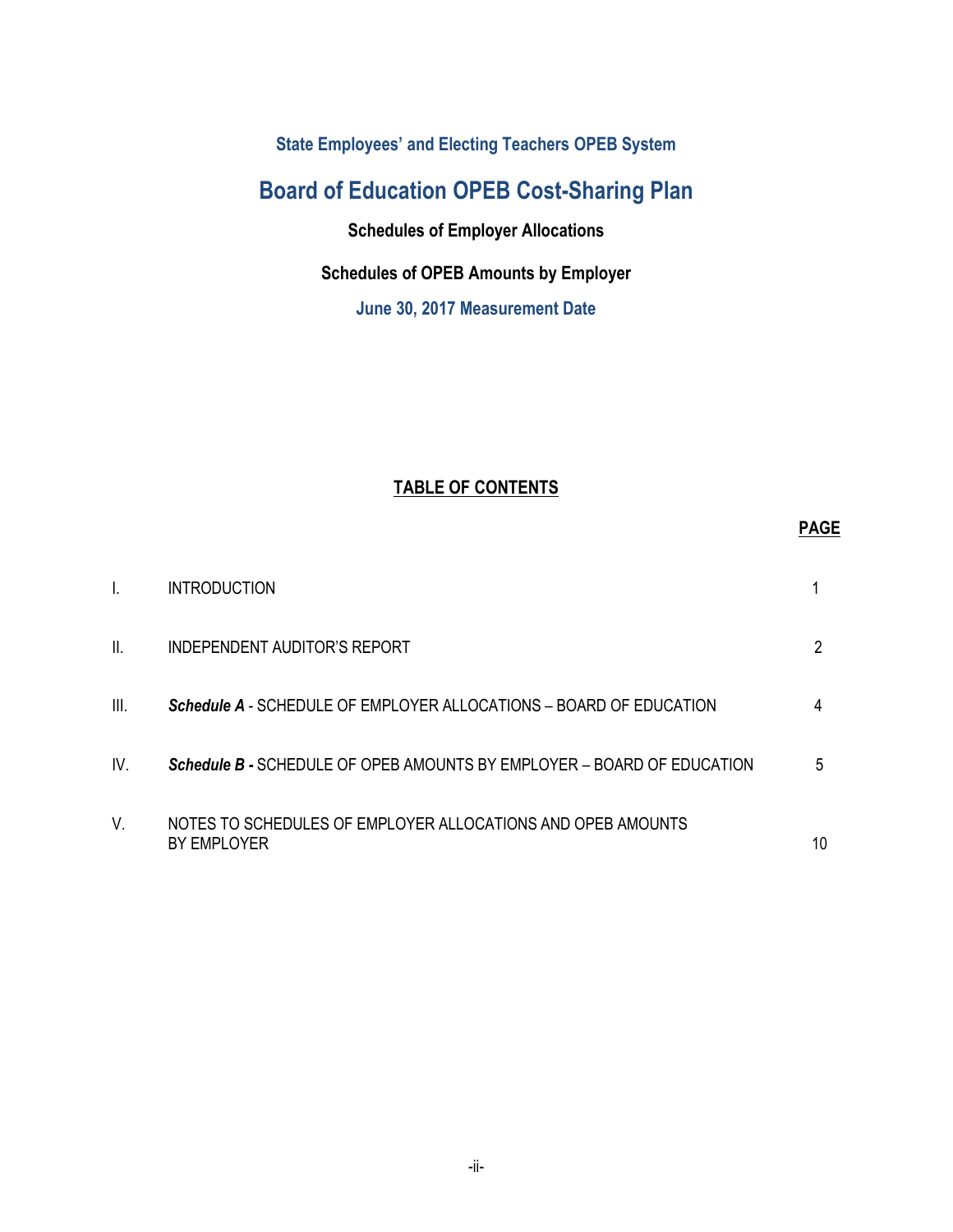State Employees' and Electing Teachers OPEB System

# Board of Education OPEB Cost-Sharing Plan

### Schedules of Employer Allocations

### Schedules of OPEB Amounts by Employer

### June 30, 2017 Measurement Date

## TABLE OF CONTENTS

| | | PAGE |
|---|---|---|
| I. | INTRODUCTION | 1 |
| II. | INDEPENDENT AUDITOR'S REPORT | 2 |
| III. | ***Schedule A*** - SCHEDULE OF EMPLOYER ALLOCATIONS – BOARD OF EDUCATION | 4 |
| IV. | ***Schedule B -*** SCHEDULE OF OPEB AMOUNTS BY EMPLOYER – BOARD OF EDUCATION | 5 |
| V. | NOTES TO SCHEDULES OF EMPLOYER ALLOCATIONS AND OPEB AMOUNTS BY EMPLOYER | 10 |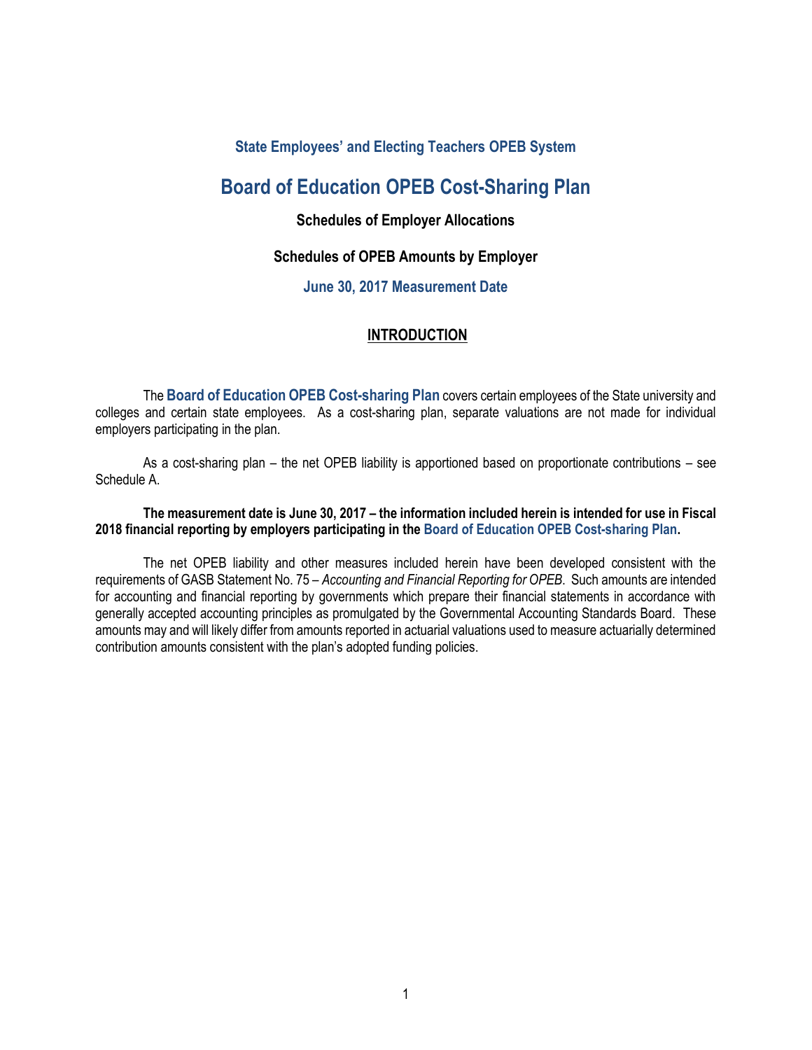### State Employees' and Electing Teachers OPEB System

# Board of Education OPEB Cost-Sharing Plan

### Schedules of Employer Allocations

### Schedules of OPEB Amounts by Employer

### June 30, 2017 Measurement Date

## INTRODUCTION

The **Board of Education OPEB Cost-sharing Plan** covers certain employees of the State university and colleges and certain state employees. As a cost-sharing plan, separate valuations are not made for individual employers participating in the plan.

As a cost-sharing plan – the net OPEB liability is apportioned based on proportionate contributions – see Schedule A.

**The measurement date is June 30, 2017 – the information included herein is intended for use in Fiscal 2018 financial reporting by employers participating in the Board of Education OPEB Cost-sharing Plan.**

The net OPEB liability and other measures included herein have been developed consistent with the requirements of GASB Statement No. 75 – *Accounting and Financial Reporting for OPEB*. Such amounts are intended for accounting and financial reporting by governments which prepare their financial statements in accordance with generally accepted accounting principles as promulgated by the Governmental Accounting Standards Board. These amounts may and will likely differ from amounts reported in actuarial valuations used to measure actuarially determined contribution amounts consistent with the plan's adopted funding policies.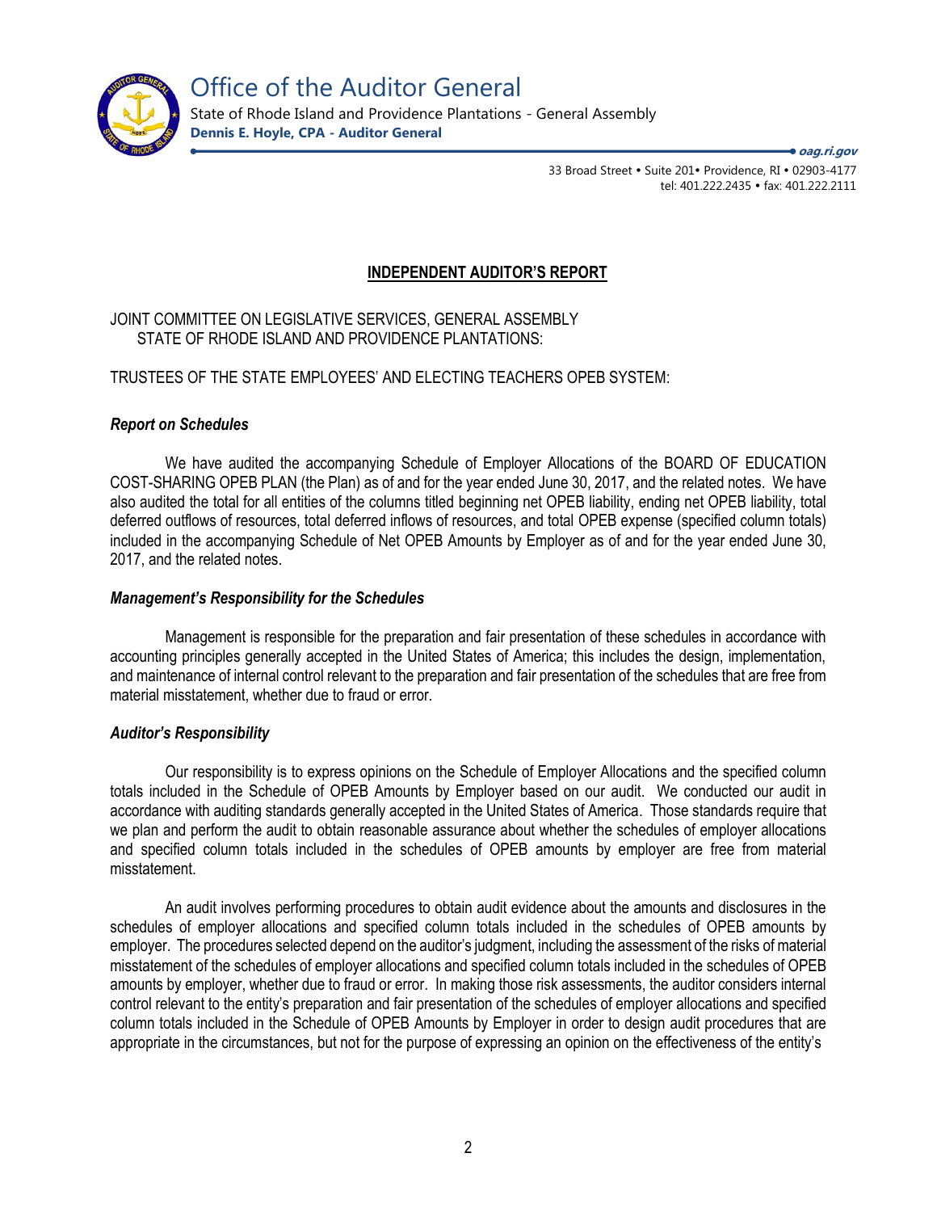# Office of the Auditor General

State of Rhode Island and Providence Plantations - General Assembly
**Dennis E. Hoyle, CPA - Auditor General**

***oag.ri.gov***

33 Broad Street • Suite 201• Providence, RI • 02903-4177
tel: 401.222.2435 • fax: 401.222.2111

## INDEPENDENT AUDITOR'S REPORT

JOINT COMMITTEE ON LEGISLATIVE SERVICES, GENERAL ASSEMBLY
STATE OF RHODE ISLAND AND PROVIDENCE PLANTATIONS:

TRUSTEES OF THE STATE EMPLOYEES' AND ELECTING TEACHERS OPEB SYSTEM:

### *Report on Schedules*

We have audited the accompanying Schedule of Employer Allocations of the BOARD OF EDUCATION COST-SHARING OPEB PLAN (the Plan) as of and for the year ended June 30, 2017, and the related notes. We have also audited the total for all entities of the columns titled beginning net OPEB liability, ending net OPEB liability, total deferred outflows of resources, total deferred inflows of resources, and total OPEB expense (specified column totals) included in the accompanying Schedule of Net OPEB Amounts by Employer as of and for the year ended June 30, 2017, and the related notes.

### *Management's Responsibility for the Schedules*

Management is responsible for the preparation and fair presentation of these schedules in accordance with accounting principles generally accepted in the United States of America; this includes the design, implementation, and maintenance of internal control relevant to the preparation and fair presentation of the schedules that are free from material misstatement, whether due to fraud or error.

### *Auditor's Responsibility*

Our responsibility is to express opinions on the Schedule of Employer Allocations and the specified column totals included in the Schedule of OPEB Amounts by Employer based on our audit. We conducted our audit in accordance with auditing standards generally accepted in the United States of America. Those standards require that we plan and perform the audit to obtain reasonable assurance about whether the schedules of employer allocations and specified column totals included in the schedules of OPEB amounts by employer are free from material misstatement.

An audit involves performing procedures to obtain audit evidence about the amounts and disclosures in the schedules of employer allocations and specified column totals included in the schedules of OPEB amounts by employer. The procedures selected depend on the auditor's judgment, including the assessment of the risks of material misstatement of the schedules of employer allocations and specified column totals included in the schedules of OPEB amounts by employer, whether due to fraud or error. In making those risk assessments, the auditor considers internal control relevant to the entity's preparation and fair presentation of the schedules of employer allocations and specified column totals included in the Schedule of OPEB Amounts by Employer in order to design audit procedures that are appropriate in the circumstances, but not for the purpose of expressing an opinion on the effectiveness of the entity's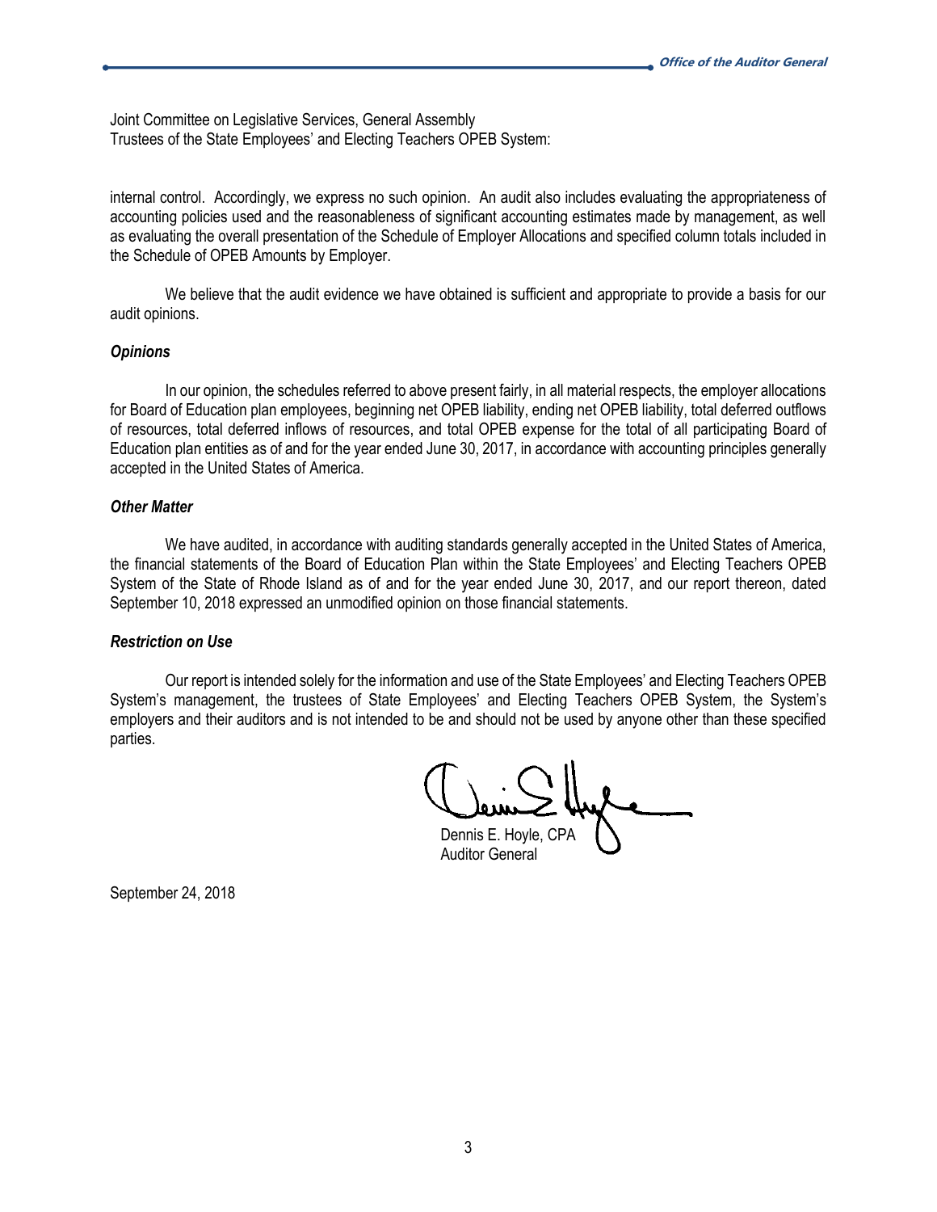Joint Committee on Legislative Services, General Assembly
Trustees of the State Employees' and Electing Teachers OPEB System:

internal control. Accordingly, we express no such opinion. An audit also includes evaluating the appropriateness of accounting policies used and the reasonableness of significant accounting estimates made by management, as well as evaluating the overall presentation of the Schedule of Employer Allocations and specified column totals included in the Schedule of OPEB Amounts by Employer.

We believe that the audit evidence we have obtained is sufficient and appropriate to provide a basis for our audit opinions.

### *Opinions*

In our opinion, the schedules referred to above present fairly, in all material respects, the employer allocations for Board of Education plan employees, beginning net OPEB liability, ending net OPEB liability, total deferred outflows of resources, total deferred inflows of resources, and total OPEB expense for the total of all participating Board of Education plan entities as of and for the year ended June 30, 2017, in accordance with accounting principles generally accepted in the United States of America.

### *Other Matter*

We have audited, in accordance with auditing standards generally accepted in the United States of America, the financial statements of the Board of Education Plan within the State Employees' and Electing Teachers OPEB System of the State of Rhode Island as of and for the year ended June 30, 2017, and our report thereon, dated September 10, 2018 expressed an unmodified opinion on those financial statements.

### *Restriction on Use*

Our report is intended solely for the information and use of the State Employees' and Electing Teachers OPEB System's management, the trustees of State Employees' and Electing Teachers OPEB System, the System's employers and their auditors and is not intended to be and should not be used by anyone other than these specified parties.

Dennis E. Hoyle, CPA
Auditor General

September 24, 2018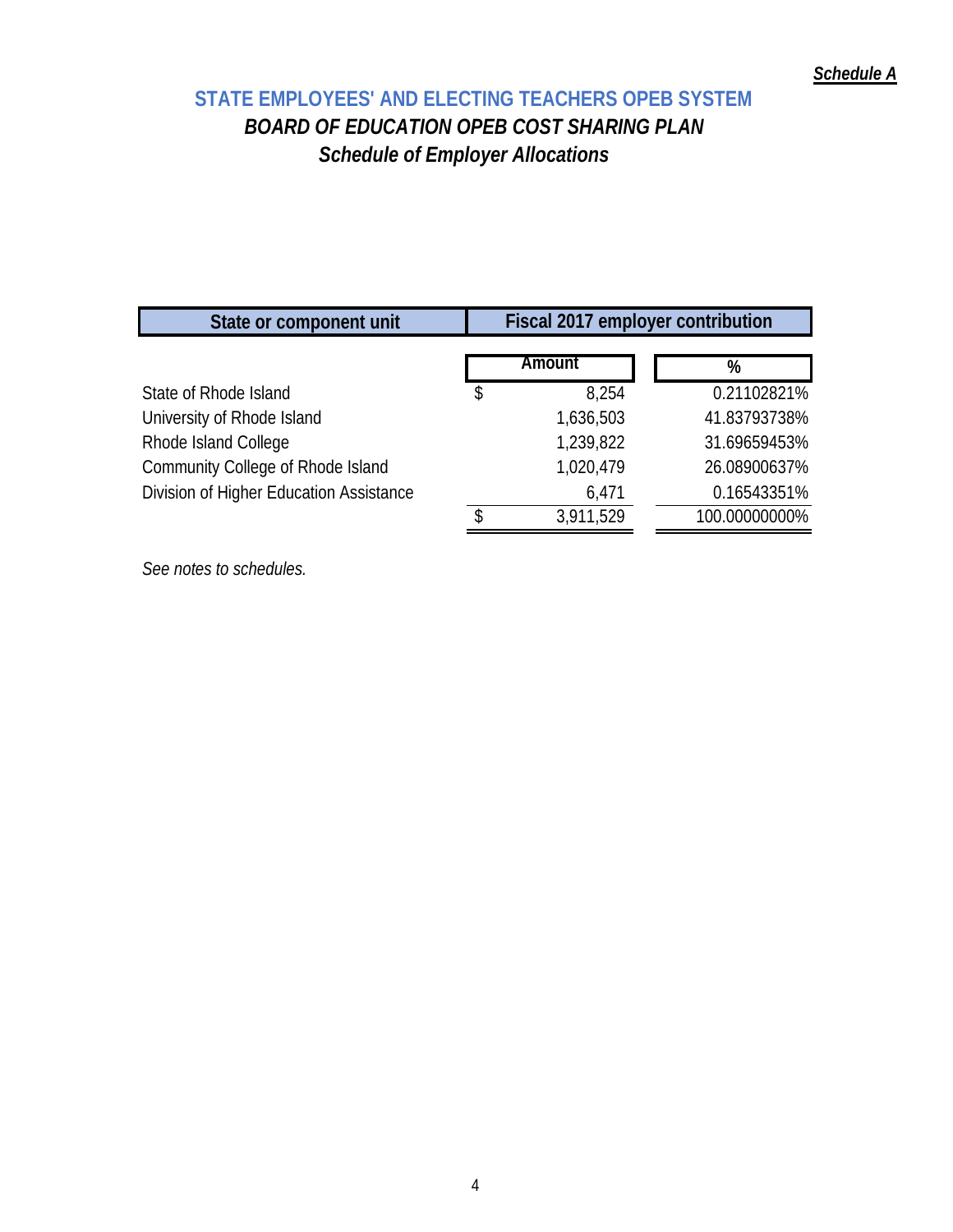*Schedule A*

## STATE EMPLOYEES' AND ELECTING TEACHERS OPEB SYSTEM

### *BOARD OF EDUCATION OPEB COST SHARING PLAN*

### *Schedule of Employer Allocations*

| State or component unit | Fiscal 2017 employer contribution | |
|---|---|---|
| | Amount | % |
| State of Rhode Island | $ 8,254 | 0.21102821% |
| University of Rhode Island | 1,636,503 | 41.83793738% |
| Rhode Island College | 1,239,822 | 31.69659453% |
| Community College of Rhode Island | 1,020,479 | 26.08900637% |
| Division of Higher Education Assistance | 6,471 | 0.16543351% |
| | $ 3,911,529 | 100.00000000% |

*See notes to schedules.*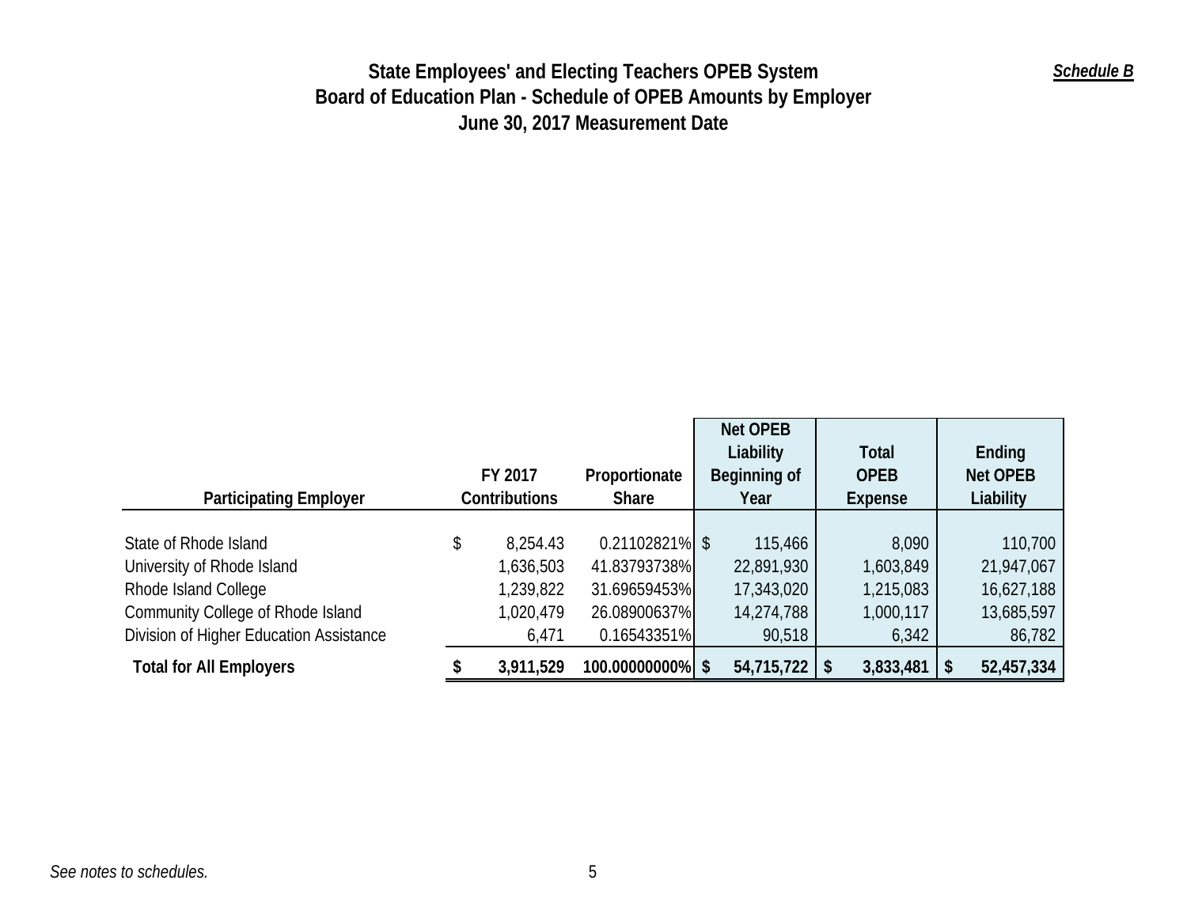*Schedule B*

# State Employees' and Electing Teachers OPEB System
## Board of Education Plan - Schedule of OPEB Amounts by Employer
## June 30, 2017 Measurement Date

| Participating Employer | FY 2017 Contributions | Proportionate Share | Net OPEB Liability Beginning of Year | Total OPEB Expense | Ending Net OPEB Liability |
|---|---|---|---|---|---|
| State of Rhode Island | $ 8,254.43 | 0.21102821% | $ 115,466 | 8,090 | 110,700 |
| University of Rhode Island | 1,636,503 | 41.83793738% | 22,891,930 | 1,603,849 | 21,947,067 |
| Rhode Island College | 1,239,822 | 31.69659453% | 17,343,020 | 1,215,083 | 16,627,188 |
| Community College of Rhode Island | 1,020,479 | 26.08900637% | 14,274,788 | 1,000,117 | 13,685,597 |
| Division of Higher Education Assistance | 6,471 | 0.16543351% | 90,518 | 6,342 | 86,782 |
| **Total for All Employers** | **$ 3,911,529** | **100.00000000%** | **$ 54,715,722** | **$ 3,833,481** | **$ 52,457,334** |

*See notes to schedules.*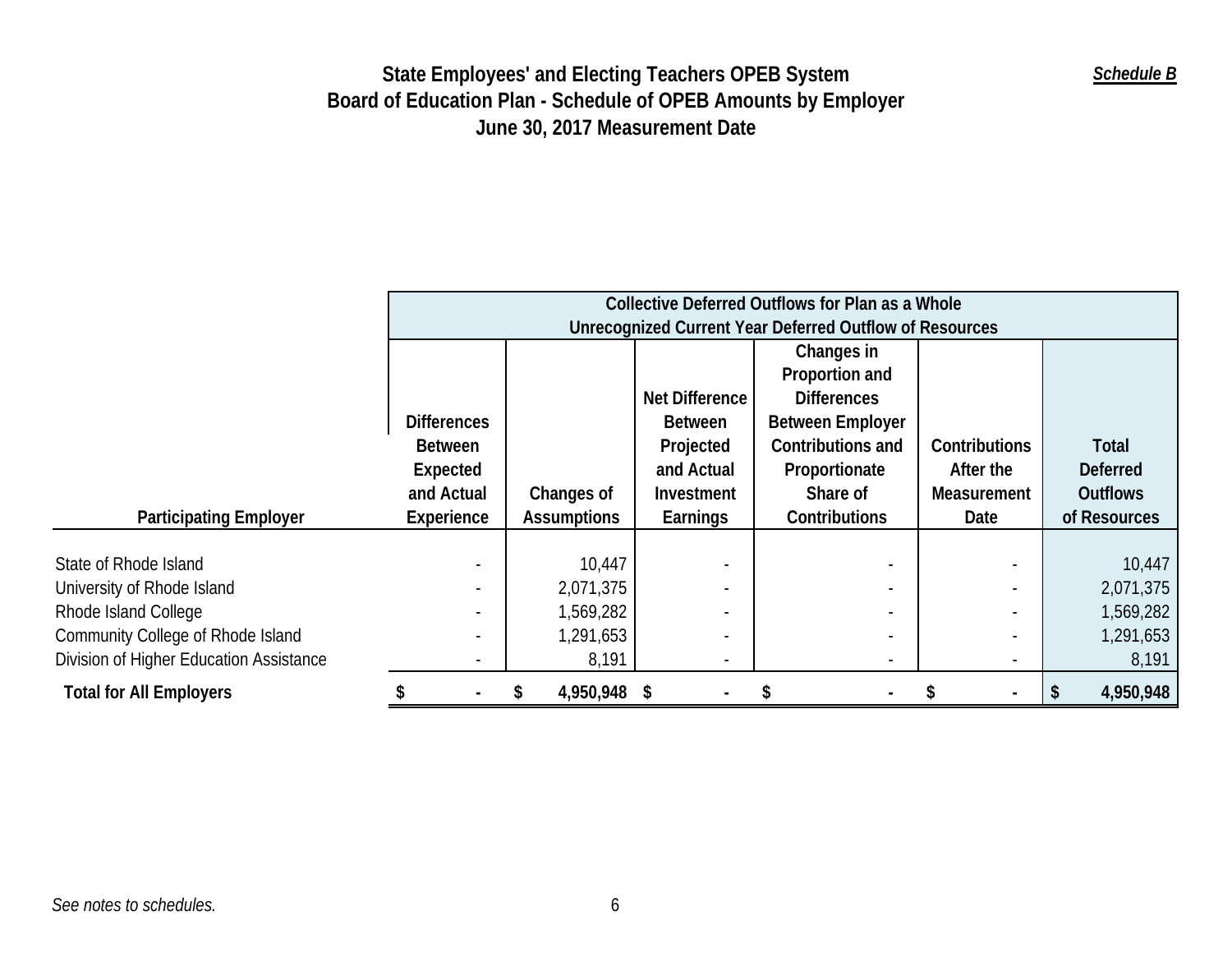# State Employees' and Electing Teachers OPEB System
## Board of Education Plan - Schedule of OPEB Amounts by Employer
## June 30, 2017 Measurement Date

***Schedule B***

| | Collective Deferred Outflows for Plan as a Whole Unrecognized Current Year Deferred Outflow of Resources | | | | | |
|---|---|---|---|---|---|---|
| **Participating Employer** | **Differences Between Expected and Actual Experience** | **Changes of Assumptions** | **Net Difference Between Projected and Actual Investment Earnings** | **Changes in Proportion and Differences Between Employer Contributions and Proportionate Share of Contributions** | **Contributions After the Measurement Date** | **Total Deferred Outflows of Resources** |
| State of Rhode Island | - | 10,447 | - | - | - | 10,447 |
| University of Rhode Island | - | 2,071,375 | - | - | - | 2,071,375 |
| Rhode Island College | - | 1,569,282 | - | - | - | 1,569,282 |
| Community College of Rhode Island | - | 1,291,653 | - | - | - | 1,291,653 |
| Division of Higher Education Assistance | - | 8,191 | - | - | - | 8,191 |
| **Total for All Employers** | **$ -** | **$ 4,950,948** | **$ -** | **$ -** | **$ -** | **$ 4,950,948** |

*See notes to schedules.*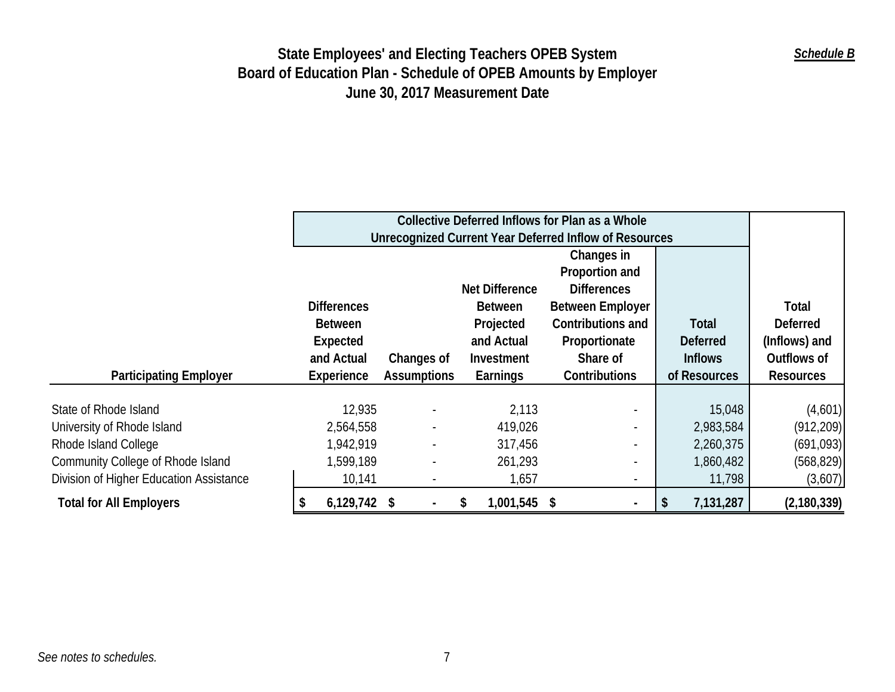# State Employees' and Electing Teachers OPEB System
## Board of Education Plan - Schedule of OPEB Amounts by Employer
## June 30, 2017 Measurement Date

***Schedule B***

| Participating Employer | Collective Deferred Inflows for Plan as a Whole Unrecognized Current Year Deferred Inflow of Resources | | | | | |
|---|---|---|---|---|---|---|
| | Differences Between Expected and Actual Experience | Changes of Assumptions | Net Difference Between Projected and Actual Investment Earnings | Changes in Proportion and Differences Between Employer Contributions and Proportionate Share of Contributions | Total Deferred Inflows of Resources | Total Deferred (Inflows) and Outflows of Resources |
| State of Rhode Island | 12,935 | - | 2,113 | - | 15,048 | (4,601) |
| University of Rhode Island | 2,564,558 | - | 419,026 | - | 2,983,584 | (912,209) |
| Rhode Island College | 1,942,919 | - | 317,456 | - | 2,260,375 | (691,093) |
| Community College of Rhode Island | 1,599,189 | - | 261,293 | - | 1,860,482 | (568,829) |
| Division of Higher Education Assistance | 10,141 | - | 1,657 | - | 11,798 | (3,607) |
| **Total for All Employers** | **$ 6,129,742** | **$ -** | **$ 1,001,545** | **$ -** | **$ 7,131,287** | **(2,180,339)** |

*See notes to schedules.*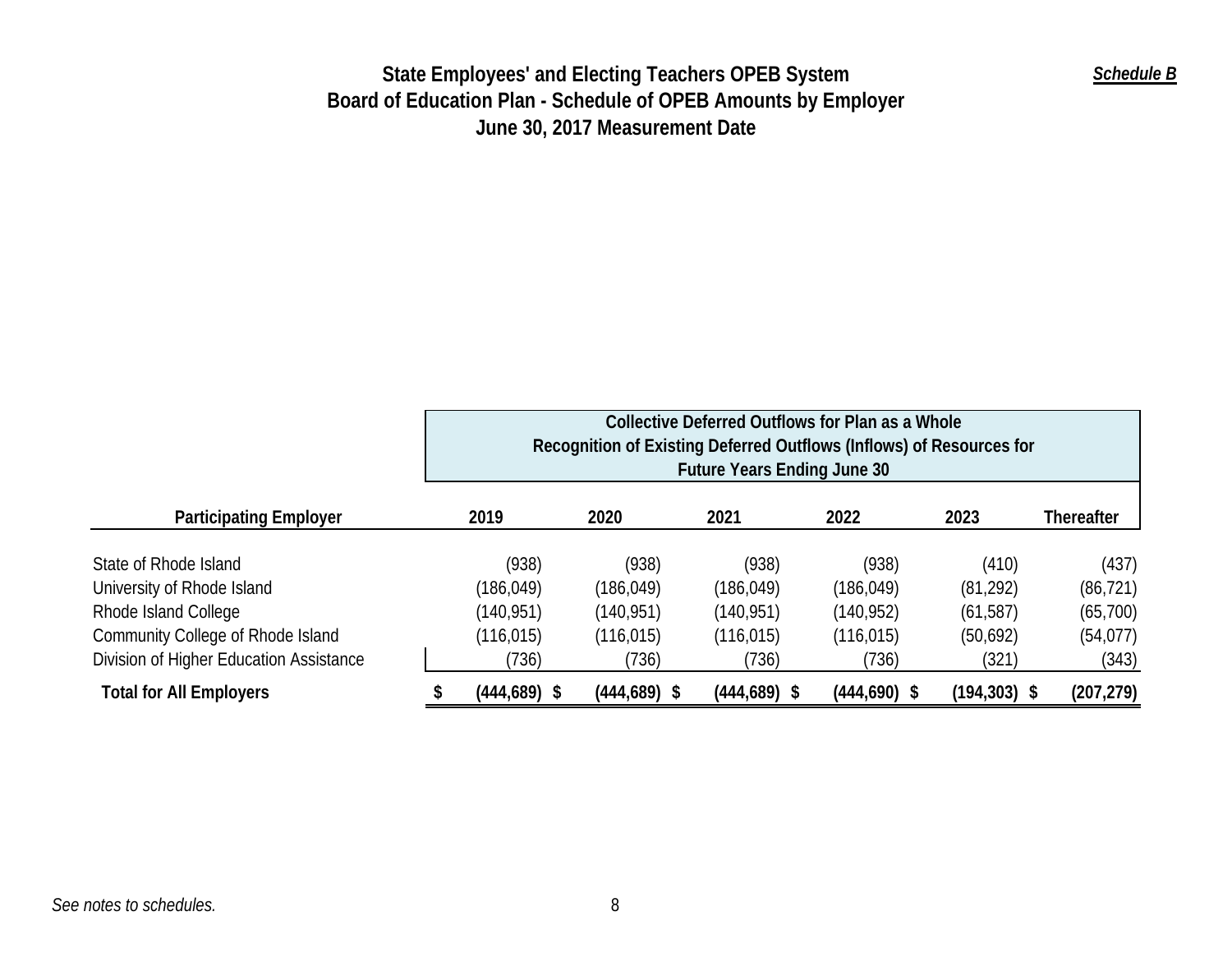# State Employees' and Electing Teachers OPEB System
## Board of Education Plan - Schedule of OPEB Amounts by Employer
## June 30, 2017 Measurement Date

***Schedule B***

| | Collective Deferred Outflows for Plan as a Whole Recognition of Existing Deferred Outflows (Inflows) of Resources for Future Years Ending June 30 | | | | | |
|---|---|---|---|---|---|---|
| **Participating Employer** | **2019** | **2020** | **2021** | **2022** | **2023** | **Thereafter** |
| State of Rhode Island | (938) | (938) | (938) | (938) | (410) | (437) |
| University of Rhode Island | (186,049) | (186,049) | (186,049) | (186,049) | (81,292) | (86,721) |
| Rhode Island College | (140,951) | (140,951) | (140,951) | (140,952) | (61,587) | (65,700) |
| Community College of Rhode Island | (116,015) | (116,015) | (116,015) | (116,015) | (50,692) | (54,077) |
| Division of Higher Education Assistance | (736) | (736) | (736) | (736) | (321) | (343) |
| **Total for All Employers** | **$ (444,689)** | **$ (444,689)** | **$ (444,689)** | **$ (444,690)** | **$ (194,303)** | **$ (207,279)** |

*See notes to schedules.*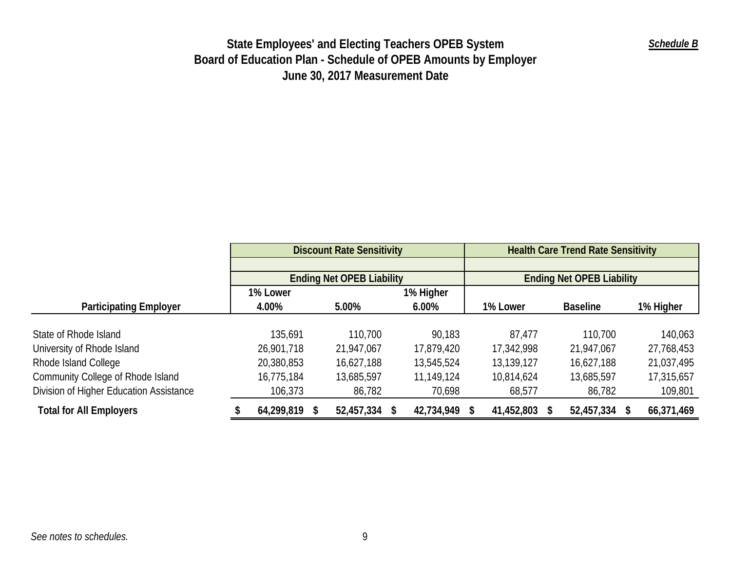# State Employees' and Electing Teachers OPEB System
## Board of Education Plan - Schedule of OPEB Amounts by Employer
## June 30, 2017 Measurement Date

***Schedule B***

| Participating Employer | Discount Rate Sensitivity | | | Health Care Trend Rate Sensitivity | | |
|---|---|---|---|---|---|---|
| | Ending Net OPEB Liability | | | Ending Net OPEB Liability | | |
| | 1% Lower 4.00% | 5.00% | 1% Higher 6.00% | 1% Lower | Baseline | 1% Higher |
| State of Rhode Island | 135,691 | 110,700 | 90,183 | 87,477 | 110,700 | 140,063 |
| University of Rhode Island | 26,901,718 | 21,947,067 | 17,879,420 | 17,342,998 | 21,947,067 | 27,768,453 |
| Rhode Island College | 20,380,853 | 16,627,188 | 13,545,524 | 13,139,127 | 16,627,188 | 21,037,495 |
| Community College of Rhode Island | 16,775,184 | 13,685,597 | 11,149,124 | 10,814,624 | 13,685,597 | 17,315,657 |
| Division of Higher Education Assistance | 106,373 | 86,782 | 70,698 | 68,577 | 86,782 | 109,801 |
| **Total for All Employers** | **$ 64,299,819** | **$ 52,457,334** | **$ 42,734,949** | **$ 41,452,803** | **$ 52,457,334** | **$ 66,371,469** |

*See notes to schedules.*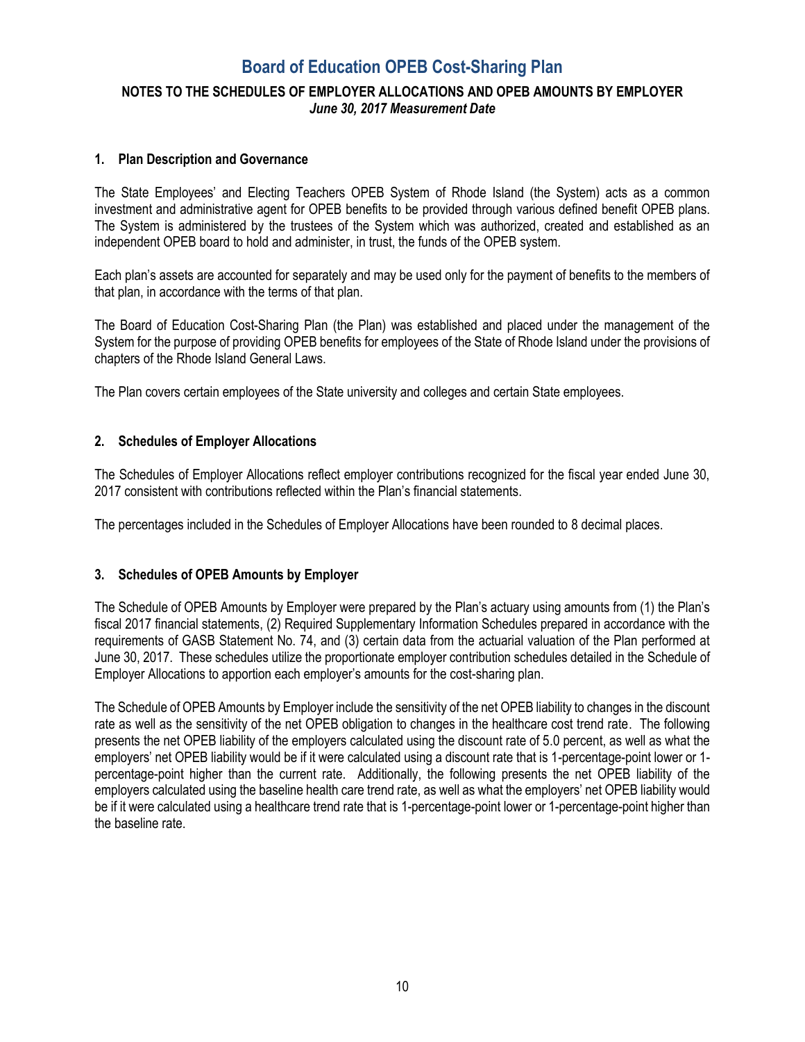# Board of Education OPEB Cost-Sharing Plan

## NOTES TO THE SCHEDULES OF EMPLOYER ALLOCATIONS AND OPEB AMOUNTS BY EMPLOYER

***June 30, 2017 Measurement Date***

### 1. Plan Description and Governance

The State Employees' and Electing Teachers OPEB System of Rhode Island (the System) acts as a common investment and administrative agent for OPEB benefits to be provided through various defined benefit OPEB plans. The System is administered by the trustees of the System which was authorized, created and established as an independent OPEB board to hold and administer, in trust, the funds of the OPEB system.

Each plan's assets are accounted for separately and may be used only for the payment of benefits to the members of that plan, in accordance with the terms of that plan.

The Board of Education Cost-Sharing Plan (the Plan) was established and placed under the management of the System for the purpose of providing OPEB benefits for employees of the State of Rhode Island under the provisions of chapters of the Rhode Island General Laws.

The Plan covers certain employees of the State university and colleges and certain State employees.

### 2. Schedules of Employer Allocations

The Schedules of Employer Allocations reflect employer contributions recognized for the fiscal year ended June 30, 2017 consistent with contributions reflected within the Plan's financial statements.

The percentages included in the Schedules of Employer Allocations have been rounded to 8 decimal places.

### 3. Schedules of OPEB Amounts by Employer

The Schedule of OPEB Amounts by Employer were prepared by the Plan's actuary using amounts from (1) the Plan's fiscal 2017 financial statements, (2) Required Supplementary Information Schedules prepared in accordance with the requirements of GASB Statement No. 74, and (3) certain data from the actuarial valuation of the Plan performed at June 30, 2017. These schedules utilize the proportionate employer contribution schedules detailed in the Schedule of Employer Allocations to apportion each employer's amounts for the cost-sharing plan.

The Schedule of OPEB Amounts by Employer include the sensitivity of the net OPEB liability to changes in the discount rate as well as the sensitivity of the net OPEB obligation to changes in the healthcare cost trend rate. The following presents the net OPEB liability of the employers calculated using the discount rate of 5.0 percent, as well as what the employers' net OPEB liability would be if it were calculated using a discount rate that is 1-percentage-point lower or 1-percentage-point higher than the current rate. Additionally, the following presents the net OPEB liability of the employers calculated using the baseline health care trend rate, as well as what the employers' net OPEB liability would be if it were calculated using a healthcare trend rate that is 1-percentage-point lower or 1-percentage-point higher than the baseline rate.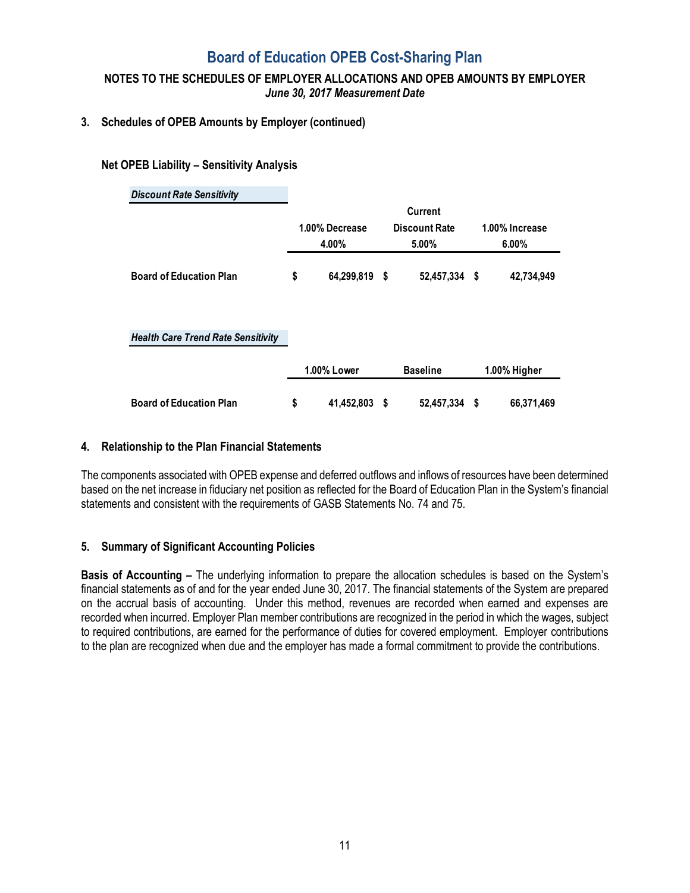# Board of Education OPEB Cost-Sharing Plan

**NOTES TO THE SCHEDULES OF EMPLOYER ALLOCATIONS AND OPEB AMOUNTS BY EMPLOYER**
***June 30, 2017 Measurement Date***

## 3. Schedules of OPEB Amounts by Employer (continued)

### Net OPEB Liability – Sensitivity Analysis

***Discount Rate Sensitivity***

| | 1.00% Decrease 4.00% | Current Discount Rate 5.00% | 1.00% Increase 6.00% |
|---|---|---|---|
| **Board of Education Plan** | $ 64,299,819 | $ 52,457,334 | $ 42,734,949 |

***Health Care Trend Rate Sensitivity***

| | 1.00% Lower | Baseline | 1.00% Higher |
|---|---|---|---|
| **Board of Education Plan** | $ 41,452,803 | $ 52,457,334 | $ 66,371,469 |

## 4. Relationship to the Plan Financial Statements

The components associated with OPEB expense and deferred outflows and inflows of resources have been determined based on the net increase in fiduciary net position as reflected for the Board of Education Plan in the System's financial statements and consistent with the requirements of GASB Statements No. 74 and 75.

## 5. Summary of Significant Accounting Policies

**Basis of Accounting –** The underlying information to prepare the allocation schedules is based on the System's financial statements as of and for the year ended June 30, 2017. The financial statements of the System are prepared on the accrual basis of accounting. Under this method, revenues are recorded when earned and expenses are recorded when incurred. Employer Plan member contributions are recognized in the period in which the wages, subject to required contributions, are earned for the performance of duties for covered employment. Employer contributions to the plan are recognized when due and the employer has made a formal commitment to provide the contributions.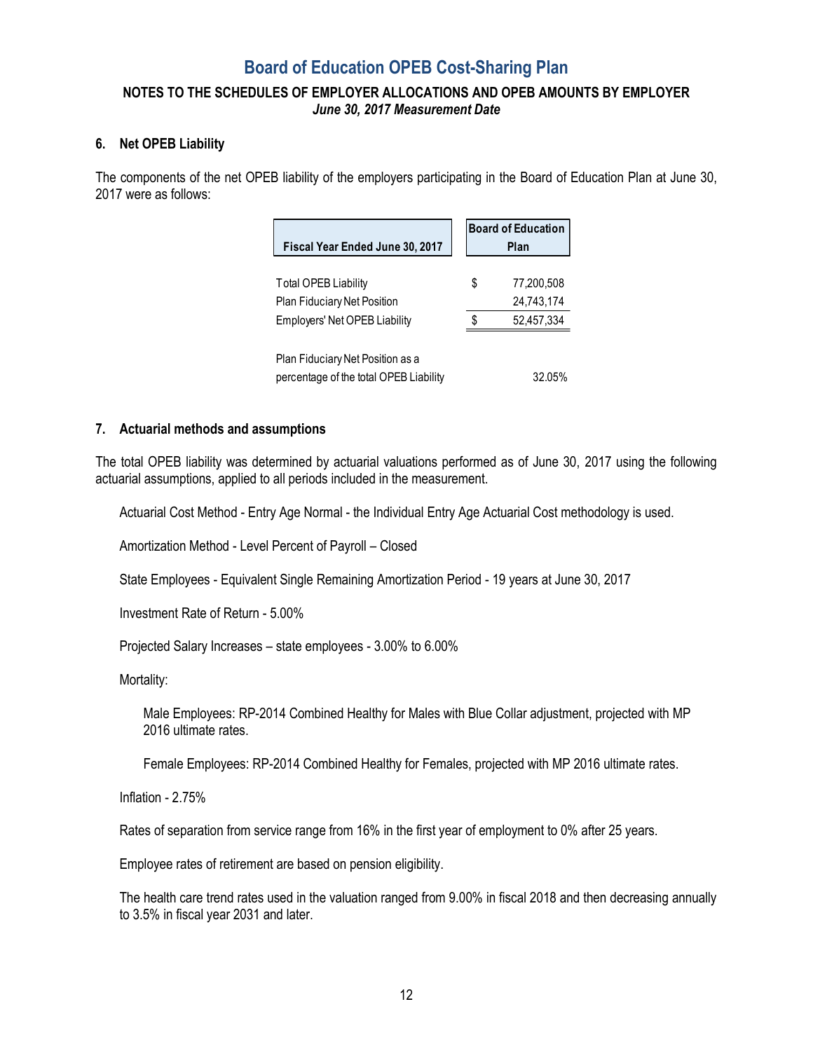# Board of Education OPEB Cost-Sharing Plan

**NOTES TO THE SCHEDULES OF EMPLOYER ALLOCATIONS AND OPEB AMOUNTS BY EMPLOYER**
***June 30, 2017 Measurement Date***

### 6. Net OPEB Liability

The components of the net OPEB liability of the employers participating in the Board of Education Plan at June 30, 2017 were as follows:

| Fiscal Year Ended June 30, 2017 | Board of Education Plan |
|---|---|
| Total OPEB Liability | $ 77,200,508 |
| Plan Fiduciary Net Position | 24,743,174 |
| Employers' Net OPEB Liability | $ 52,457,334 |
| Plan Fiduciary Net Position as a percentage of the total OPEB Liability | 32.05% |

### 7. Actuarial methods and assumptions

The total OPEB liability was determined by actuarial valuations performed as of June 30, 2017 using the following actuarial assumptions, applied to all periods included in the measurement.

Actuarial Cost Method - Entry Age Normal - the Individual Entry Age Actuarial Cost methodology is used.

Amortization Method - Level Percent of Payroll – Closed

State Employees - Equivalent Single Remaining Amortization Period - 19 years at June 30, 2017

Investment Rate of Return - 5.00%

Projected Salary Increases – state employees - 3.00% to 6.00%

Mortality:

Male Employees: RP-2014 Combined Healthy for Males with Blue Collar adjustment, projected with MP 2016 ultimate rates.

Female Employees: RP-2014 Combined Healthy for Females, projected with MP 2016 ultimate rates.

Inflation - 2.75%

Rates of separation from service range from 16% in the first year of employment to 0% after 25 years.

Employee rates of retirement are based on pension eligibility.

The health care trend rates used in the valuation ranged from 9.00% in fiscal 2018 and then decreasing annually to 3.5% in fiscal year 2031 and later.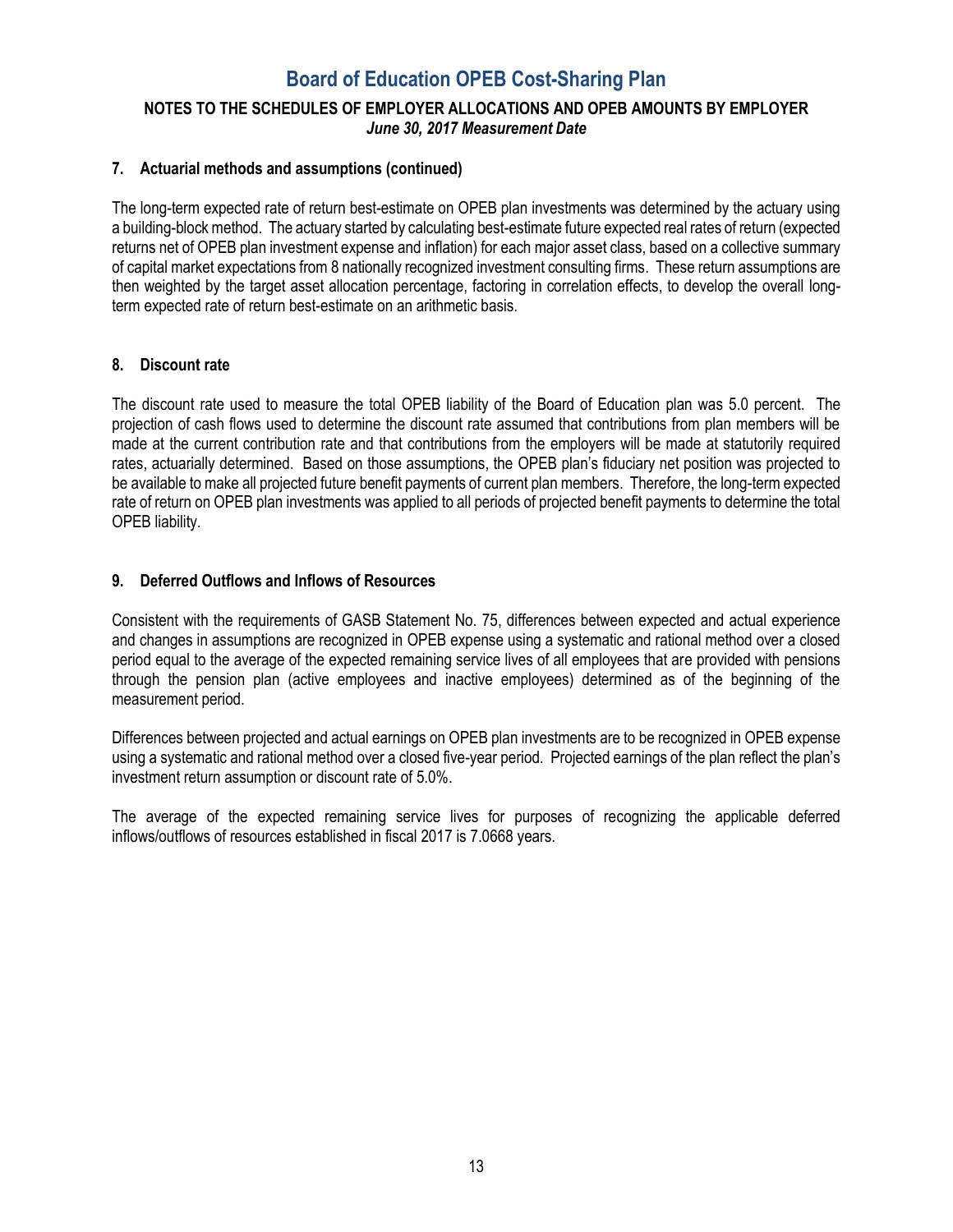# Board of Education OPEB Cost-Sharing Plan

## NOTES TO THE SCHEDULES OF EMPLOYER ALLOCATIONS AND OPEB AMOUNTS BY EMPLOYER

***June 30, 2017 Measurement Date***

### 7. Actuarial methods and assumptions (continued)

The long-term expected rate of return best-estimate on OPEB plan investments was determined by the actuary using a building-block method. The actuary started by calculating best-estimate future expected real rates of return (expected returns net of OPEB plan investment expense and inflation) for each major asset class, based on a collective summary of capital market expectations from 8 nationally recognized investment consulting firms. These return assumptions are then weighted by the target asset allocation percentage, factoring in correlation effects, to develop the overall long-term expected rate of return best-estimate on an arithmetic basis.

### 8. Discount rate

The discount rate used to measure the total OPEB liability of the Board of Education plan was 5.0 percent. The projection of cash flows used to determine the discount rate assumed that contributions from plan members will be made at the current contribution rate and that contributions from the employers will be made at statutorily required rates, actuarially determined. Based on those assumptions, the OPEB plan's fiduciary net position was projected to be available to make all projected future benefit payments of current plan members. Therefore, the long-term expected rate of return on OPEB plan investments was applied to all periods of projected benefit payments to determine the total OPEB liability.

### 9. Deferred Outflows and Inflows of Resources

Consistent with the requirements of GASB Statement No. 75, differences between expected and actual experience and changes in assumptions are recognized in OPEB expense using a systematic and rational method over a closed period equal to the average of the expected remaining service lives of all employees that are provided with pensions through the pension plan (active employees and inactive employees) determined as of the beginning of the measurement period.

Differences between projected and actual earnings on OPEB plan investments are to be recognized in OPEB expense using a systematic and rational method over a closed five-year period. Projected earnings of the plan reflect the plan's investment return assumption or discount rate of 5.0%.

The average of the expected remaining service lives for purposes of recognizing the applicable deferred inflows/outflows of resources established in fiscal 2017 is 7.0668 years.